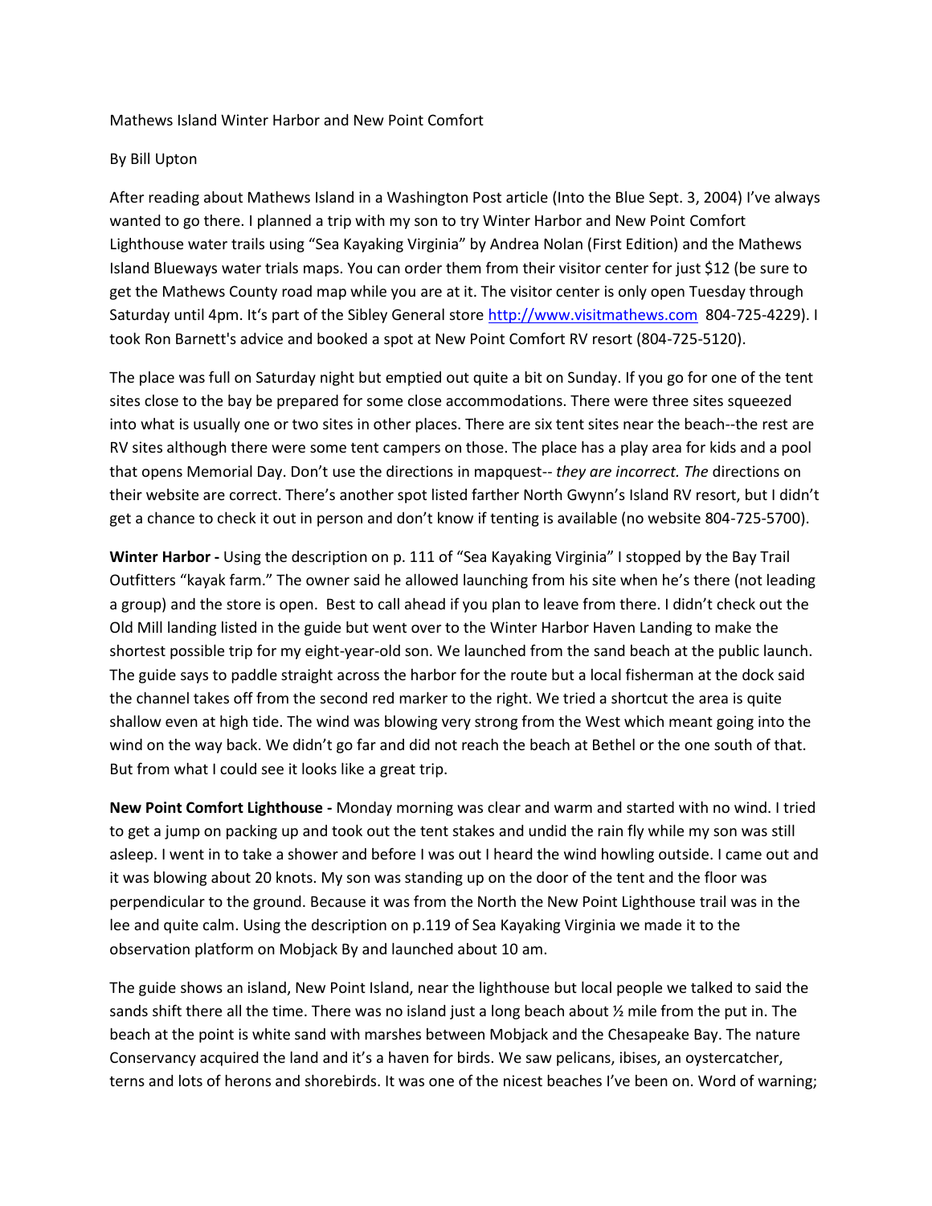Mathews Island Winter Harbor and New Point Comfort

By Bill Upton

After reading about Mathews Island in a Washington Post article (Into the Blue Sept. 3, 2004) I've always wanted to go there. I planned a trip with my son to try Winter Harbor and New Point Comfort Lighthouse water trails using "Sea Kayaking Virginia" by Andrea Nolan (First Edition) and the Mathews Island Blueways water trials maps. You can order them from their visitor center for just $12 (be sure to get the Mathews County road map while you are at it. The visitor center is only open Tuesday through Saturday until 4pm. It's part of the Sibley General store http://www.visitmathews.com 804-725-4229). I took Ron Barnett's advice and booked a spot at New Point Comfort RV resort (804-725-5120).

The place was full on Saturday night but emptied out quite a bit on Sunday. If you go for one of the tent sites close to the bay be prepared for some close accommodations. There were three sites squeezed into what is usually one or two sites in other places. There are six tent sites near the beach--the rest are RV sites although there were some tent campers on those. The place has a play area for kids and a pool that opens Memorial Day. Don't use the directions in mapquest-- *they are incorrect. The* directions on their website are correct. There's another spot listed farther North Gwynn's Island RV resort, but I didn't get a chance to check it out in person and don't know if tenting is available (no website 804-725-5700).

**Winter Harbor -** Using the description on p. 111 of "Sea Kayaking Virginia" I stopped by the Bay Trail Outfitters "kayak farm." The owner said he allowed launching from his site when he's there (not leading a group) and the store is open. Best to call ahead if you plan to leave from there. I didn't check out the Old Mill landing listed in the guide but went over to the Winter Harbor Haven Landing to make the shortest possible trip for my eight-year-old son. We launched from the sand beach at the public launch. The guide says to paddle straight across the harbor for the route but a local fisherman at the dock said the channel takes off from the second red marker to the right. We tried a shortcut the area is quite shallow even at high tide. The wind was blowing very strong from the West which meant going into the wind on the way back. We didn't go far and did not reach the beach at Bethel or the one south of that. But from what I could see it looks like a great trip.

**New Point Comfort Lighthouse -** Monday morning was clear and warm and started with no wind. I tried to get a jump on packing up and took out the tent stakes and undid the rain fly while my son was still asleep. I went in to take a shower and before I was out I heard the wind howling outside. I came out and it was blowing about 20 knots. My son was standing up on the door of the tent and the floor was perpendicular to the ground. Because it was from the North the New Point Lighthouse trail was in the lee and quite calm. Using the description on p.119 of Sea Kayaking Virginia we made it to the observation platform on Mobjack By and launched about 10 am.

The guide shows an island, New Point Island, near the lighthouse but local people we talked to said the sands shift there all the time. There was no island just a long beach about ½ mile from the put in. The beach at the point is white sand with marshes between Mobjack and the Chesapeake Bay. The nature Conservancy acquired the land and it's a haven for birds. We saw pelicans, ibises, an oystercatcher, terns and lots of herons and shorebirds. It was one of the nicest beaches I've been on. Word of warning;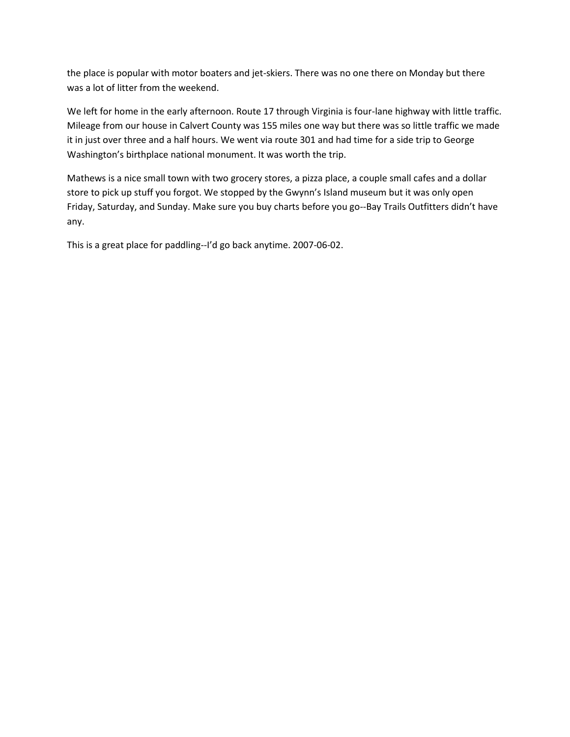the place is popular with motor boaters and jet-skiers. There was no one there on Monday but there was a lot of litter from the weekend.

We left for home in the early afternoon. Route 17 through Virginia is four-lane highway with little traffic. Mileage from our house in Calvert County was 155 miles one way but there was so little traffic we made it in just over three and a half hours. We went via route 301 and had time for a side trip to George Washington's birthplace national monument. It was worth the trip.

Mathews is a nice small town with two grocery stores, a pizza place, a couple small cafes and a dollar store to pick up stuff you forgot. We stopped by the Gwynn's Island museum but it was only open Friday, Saturday, and Sunday. Make sure you buy charts before you go--Bay Trails Outfitters didn't have any.

This is a great place for paddling--I'd go back anytime. 2007-06-02.